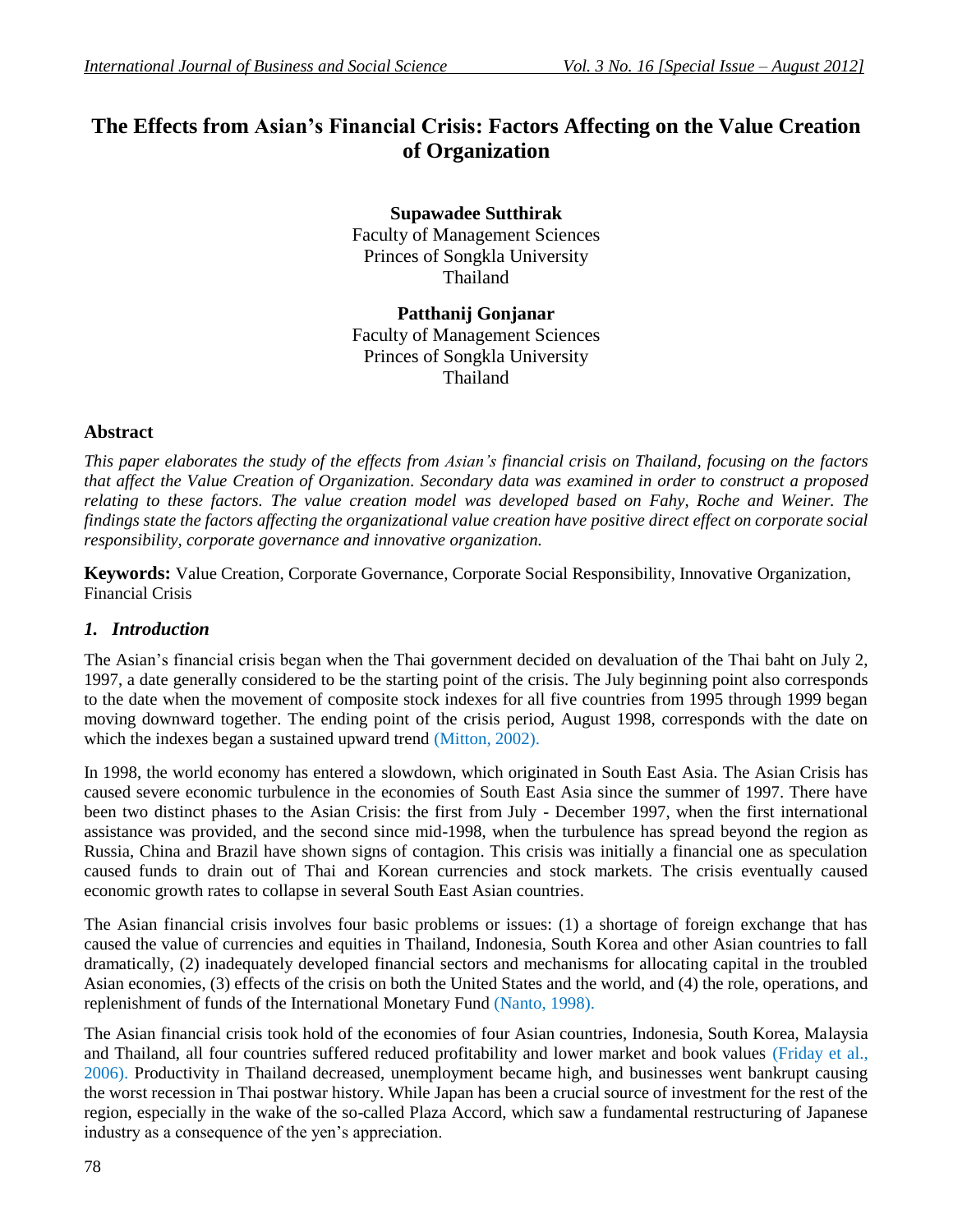# The Effects from Asian's Financial Crisis: Factors Affecting on the Value Creation of Organization

**Supawadee Sutthirak**
Faculty of Management Sciences
Princes of Songkla University
Thailand

**Patthanij Gonjanar**
Faculty of Management Sciences
Princes of Songkla University
Thailand

## Abstract

*This paper elaborates the study of the effects from Asian's financial crisis on Thailand, focusing on the factors that affect the Value Creation of Organization. Secondary data was examined in order to construct a proposed relating to these factors. The value creation model was developed based on Fahy, Roche and Weiner. The findings state the factors affecting the organizational value creation have positive direct effect on corporate social responsibility, corporate governance and innovative organization.*

**Keywords:** Value Creation, Corporate Governance, Corporate Social Responsibility, Innovative Organization, Financial Crisis

## *1. Introduction*

The Asian's financial crisis began when the Thai government decided on devaluation of the Thai baht on July 2, 1997, a date generally considered to be the starting point of the crisis. The July beginning point also corresponds to the date when the movement of composite stock indexes for all five countries from 1995 through 1999 began moving downward together. The ending point of the crisis period, August 1998, corresponds with the date on which the indexes began a sustained upward trend (Mitton, 2002).

In 1998, the world economy has entered a slowdown, which originated in South East Asia. The Asian Crisis has caused severe economic turbulence in the economies of South East Asia since the summer of 1997. There have been two distinct phases to the Asian Crisis: the first from July - December 1997, when the first international assistance was provided, and the second since mid-1998, when the turbulence has spread beyond the region as Russia, China and Brazil have shown signs of contagion. This crisis was initially a financial one as speculation caused funds to drain out of Thai and Korean currencies and stock markets. The crisis eventually caused economic growth rates to collapse in several South East Asian countries.

The Asian financial crisis involves four basic problems or issues: (1) a shortage of foreign exchange that has caused the value of currencies and equities in Thailand, Indonesia, South Korea and other Asian countries to fall dramatically, (2) inadequately developed financial sectors and mechanisms for allocating capital in the troubled Asian economies, (3) effects of the crisis on both the United States and the world, and (4) the role, operations, and replenishment of funds of the International Monetary Fund (Nanto, 1998).

The Asian financial crisis took hold of the economies of four Asian countries, Indonesia, South Korea, Malaysia and Thailand, all four countries suffered reduced profitability and lower market and book values (Friday et al., 2006). Productivity in Thailand decreased, unemployment became high, and businesses went bankrupt causing the worst recession in Thai postwar history. While Japan has been a crucial source of investment for the rest of the region, especially in the wake of the so-called Plaza Accord, which saw a fundamental restructuring of Japanese industry as a consequence of the yen's appreciation.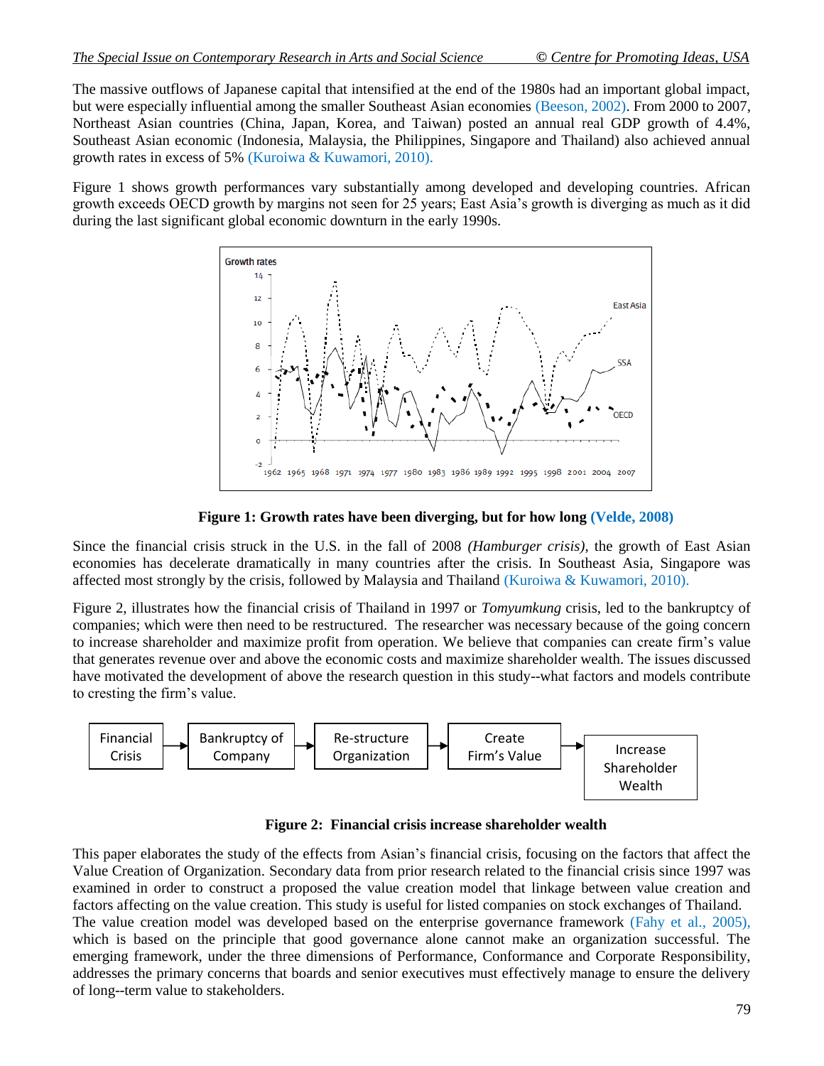The massive outflows of Japanese capital that intensified at the end of the 1980s had an important global impact, but were especially influential among the smaller Southeast Asian economies (Beeson, 2002). From 2000 to 2007, Northeast Asian countries (China, Japan, Korea, and Taiwan) posted an annual real GDP growth of 4.4%, Southeast Asian economic (Indonesia, Malaysia, the Philippines, Singapore and Thailand) also achieved annual growth rates in excess of 5% (Kuroiwa & Kuwamori, 2010).

Figure 1 shows growth performances vary substantially among developed and developing countries. African growth exceeds OECD growth by margins not seen for 25 years; East Asia's growth is diverging as much as it did during the last significant global economic downturn in the early 1990s.

**Figure 1: Growth rates have been diverging, but for how long (Velde, 2008)**

Since the financial crisis struck in the U.S. in the fall of 2008 *(Hamburger crisis)*, the growth of East Asian economies has decelerate dramatically in many countries after the crisis. In Southeast Asia, Singapore was affected most strongly by the crisis, followed by Malaysia and Thailand (Kuroiwa & Kuwamori, 2010).

Figure 2, illustrates how the financial crisis of Thailand in 1997 or *Tomyumkung* crisis, led to the bankruptcy of companies; which were then need to be restructured. The researcher was necessary because of the going concern to increase shareholder and maximize profit from operation. We believe that companies can create firm's value that generates revenue over and above the economic costs and maximize shareholder wealth. The issues discussed have motivated the development of above the research question in this study--what factors and models contribute to cresting the firm's value.

Financial Crisis → Bankruptcy of Company → Re-structure Organization → Create Firm's Value → Increase Shareholder Wealth

**Figure 2: Financial crisis increase shareholder wealth**

This paper elaborates the study of the effects from Asian's financial crisis, focusing on the factors that affect the Value Creation of Organization. Secondary data from prior research related to the financial crisis since 1997 was examined in order to construct a proposed the value creation model that linkage between value creation and factors affecting on the value creation. This study is useful for listed companies on stock exchanges of Thailand.
The value creation model was developed based on the enterprise governance framework (Fahy et al., 2005), which is based on the principle that good governance alone cannot make an organization successful. The emerging framework, under the three dimensions of Performance, Conformance and Corporate Responsibility, addresses the primary concerns that boards and senior executives must effectively manage to ensure the delivery of long--term value to stakeholders.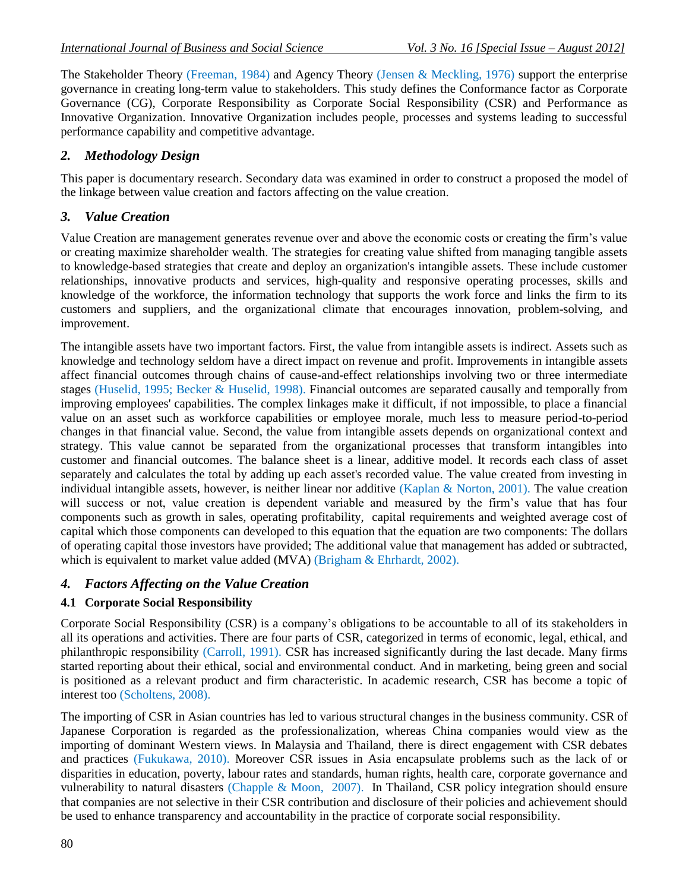The Stakeholder Theory (Freeman, 1984) and Agency Theory (Jensen & Meckling, 1976) support the enterprise governance in creating long-term value to stakeholders. This study defines the Conformance factor as Corporate Governance (CG), Corporate Responsibility as Corporate Social Responsibility (CSR) and Performance as Innovative Organization. Innovative Organization includes people, processes and systems leading to successful performance capability and competitive advantage.

## *2. Methodology Design*

This paper is documentary research. Secondary data was examined in order to construct a proposed the model of the linkage between value creation and factors affecting on the value creation.

## *3. Value Creation*

Value Creation are management generates revenue over and above the economic costs or creating the firm's value or creating maximize shareholder wealth. The strategies for creating value shifted from managing tangible assets to knowledge-based strategies that create and deploy an organization's intangible assets. These include customer relationships, innovative products and services, high-quality and responsive operating processes, skills and knowledge of the workforce, the information technology that supports the work force and links the firm to its customers and suppliers, and the organizational climate that encourages innovation, problem-solving, and improvement.

The intangible assets have two important factors. First, the value from intangible assets is indirect. Assets such as knowledge and technology seldom have a direct impact on revenue and profit. Improvements in intangible assets affect financial outcomes through chains of cause-and-effect relationships involving two or three intermediate stages (Huselid, 1995; Becker & Huselid, 1998). Financial outcomes are separated causally and temporally from improving employees' capabilities. The complex linkages make it difficult, if not impossible, to place a financial value on an asset such as workforce capabilities or employee morale, much less to measure period-to-period changes in that financial value. Second, the value from intangible assets depends on organizational context and strategy. This value cannot be separated from the organizational processes that transform intangibles into customer and financial outcomes. The balance sheet is a linear, additive model. It records each class of asset separately and calculates the total by adding up each asset's recorded value. The value created from investing in individual intangible assets, however, is neither linear nor additive (Kaplan & Norton, 2001). The value creation will success or not, value creation is dependent variable and measured by the firm's value that has four components such as growth in sales, operating profitability, capital requirements and weighted average cost of capital which those components can developed to this equation that the equation are two components: The dollars of operating capital those investors have provided; The additional value that management has added or subtracted, which is equivalent to market value added (MVA) (Brigham & Ehrhardt, 2002).

## *4. Factors Affecting on the Value Creation*

### 4.1 Corporate Social Responsibility

Corporate Social Responsibility (CSR) is a company's obligations to be accountable to all of its stakeholders in all its operations and activities. There are four parts of CSR, categorized in terms of economic, legal, ethical, and philanthropic responsibility (Carroll, 1991). CSR has increased significantly during the last decade. Many firms started reporting about their ethical, social and environmental conduct. And in marketing, being green and social is positioned as a relevant product and firm characteristic. In academic research, CSR has become a topic of interest too (Scholtens, 2008).

The importing of CSR in Asian countries has led to various structural changes in the business community. CSR of Japanese Corporation is regarded as the professionalization, whereas China companies would view as the importing of dominant Western views. In Malaysia and Thailand, there is direct engagement with CSR debates and practices (Fukukawa, 2010). Moreover CSR issues in Asia encapsulate problems such as the lack of or disparities in education, poverty, labour rates and standards, human rights, health care, corporate governance and vulnerability to natural disasters (Chapple & Moon, 2007). In Thailand, CSR policy integration should ensure that companies are not selective in their CSR contribution and disclosure of their policies and achievement should be used to enhance transparency and accountability in the practice of corporate social responsibility.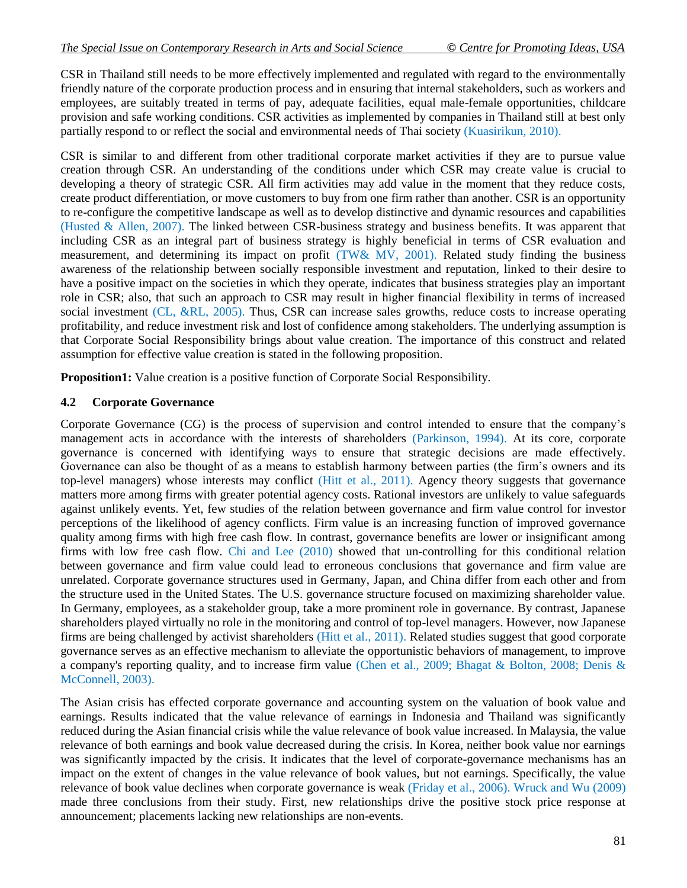CSR in Thailand still needs to be more effectively implemented and regulated with regard to the environmentally friendly nature of the corporate production process and in ensuring that internal stakeholders, such as workers and employees, are suitably treated in terms of pay, adequate facilities, equal male-female opportunities, childcare provision and safe working conditions. CSR activities as implemented by companies in Thailand still at best only partially respond to or reflect the social and environmental needs of Thai society (Kuasirikun, 2010).

CSR is similar to and different from other traditional corporate market activities if they are to pursue value creation through CSR. An understanding of the conditions under which CSR may create value is crucial to developing a theory of strategic CSR. All firm activities may add value in the moment that they reduce costs, create product differentiation, or move customers to buy from one firm rather than another. CSR is an opportunity to re-configure the competitive landscape as well as to develop distinctive and dynamic resources and capabilities (Husted & Allen, 2007). The linked between CSR-business strategy and business benefits. It was apparent that including CSR as an integral part of business strategy is highly beneficial in terms of CSR evaluation and measurement, and determining its impact on profit (TW& MV, 2001). Related study finding the business awareness of the relationship between socially responsible investment and reputation, linked to their desire to have a positive impact on the societies in which they operate, indicates that business strategies play an important role in CSR; also, that such an approach to CSR may result in higher financial flexibility in terms of increased social investment (CL, &RL, 2005). Thus, CSR can increase sales growths, reduce costs to increase operating profitability, and reduce investment risk and lost of confidence among stakeholders. The underlying assumption is that Corporate Social Responsibility brings about value creation. The importance of this construct and related assumption for effective value creation is stated in the following proposition.

**Proposition1:** Value creation is a positive function of Corporate Social Responsibility.

### 4.2 Corporate Governance

Corporate Governance (CG) is the process of supervision and control intended to ensure that the company's management acts in accordance with the interests of shareholders (Parkinson, 1994). At its core, corporate governance is concerned with identifying ways to ensure that strategic decisions are made effectively. Governance can also be thought of as a means to establish harmony between parties (the firm's owners and its top-level managers) whose interests may conflict (Hitt et al., 2011). Agency theory suggests that governance matters more among firms with greater potential agency costs. Rational investors are unlikely to value safeguards against unlikely events. Yet, few studies of the relation between governance and firm value control for investor perceptions of the likelihood of agency conflicts. Firm value is an increasing function of improved governance quality among firms with high free cash flow. In contrast, governance benefits are lower or insignificant among firms with low free cash flow. Chi and Lee (2010) showed that un-controlling for this conditional relation between governance and firm value could lead to erroneous conclusions that governance and firm value are unrelated. Corporate governance structures used in Germany, Japan, and China differ from each other and from the structure used in the United States. The U.S. governance structure focused on maximizing shareholder value. In Germany, employees, as a stakeholder group, take a more prominent role in governance. By contrast, Japanese shareholders played virtually no role in the monitoring and control of top-level managers. However, now Japanese firms are being challenged by activist shareholders (Hitt et al., 2011). Related studies suggest that good corporate governance serves as an effective mechanism to alleviate the opportunistic behaviors of management, to improve a company's reporting quality, and to increase firm value (Chen et al., 2009; Bhagat & Bolton, 2008; Denis & McConnell, 2003).

The Asian crisis has effected corporate governance and accounting system on the valuation of book value and earnings. Results indicated that the value relevance of earnings in Indonesia and Thailand was significantly reduced during the Asian financial crisis while the value relevance of book value increased. In Malaysia, the value relevance of both earnings and book value decreased during the crisis. In Korea, neither book value nor earnings was significantly impacted by the crisis. It indicates that the level of corporate-governance mechanisms has an impact on the extent of changes in the value relevance of book values, but not earnings. Specifically, the value relevance of book value declines when corporate governance is weak (Friday et al., 2006). Wruck and Wu (2009) made three conclusions from their study. First, new relationships drive the positive stock price response at announcement; placements lacking new relationships are non-events.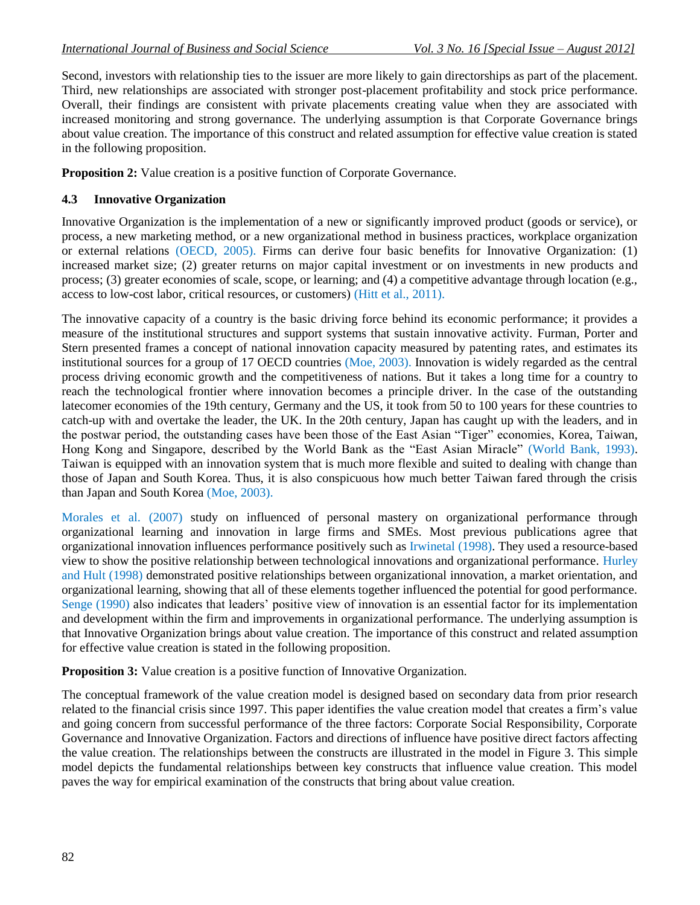Second, investors with relationship ties to the issuer are more likely to gain directorships as part of the placement. Third, new relationships are associated with stronger post-placement profitability and stock price performance. Overall, their findings are consistent with private placements creating value when they are associated with increased monitoring and strong governance. The underlying assumption is that Corporate Governance brings about value creation. The importance of this construct and related assumption for effective value creation is stated in the following proposition.

**Proposition 2:** Value creation is a positive function of Corporate Governance.

### 4.3 Innovative Organization

Innovative Organization is the implementation of a new or significantly improved product (goods or service), or process, a new marketing method, or a new organizational method in business practices, workplace organization or external relations (OECD, 2005). Firms can derive four basic benefits for Innovative Organization: (1) increased market size; (2) greater returns on major capital investment or on investments in new products and process; (3) greater economies of scale, scope, or learning; and (4) a competitive advantage through location (e.g., access to low-cost labor, critical resources, or customers) (Hitt et al., 2011).

The innovative capacity of a country is the basic driving force behind its economic performance; it provides a measure of the institutional structures and support systems that sustain innovative activity. Furman, Porter and Stern presented frames a concept of national innovation capacity measured by patenting rates, and estimates its institutional sources for a group of 17 OECD countries (Moe, 2003). Innovation is widely regarded as the central process driving economic growth and the competitiveness of nations. But it takes a long time for a country to reach the technological frontier where innovation becomes a principle driver. In the case of the outstanding latecomer economies of the 19th century, Germany and the US, it took from 50 to 100 years for these countries to catch-up with and overtake the leader, the UK. In the 20th century, Japan has caught up with the leaders, and in the postwar period, the outstanding cases have been those of the East Asian "Tiger" economies, Korea, Taiwan, Hong Kong and Singapore, described by the World Bank as the "East Asian Miracle" (World Bank, 1993). Taiwan is equipped with an innovation system that is much more flexible and suited to dealing with change than those of Japan and South Korea. Thus, it is also conspicuous how much better Taiwan fared through the crisis than Japan and South Korea (Moe, 2003).

Morales et al. (2007) study on influenced of personal mastery on organizational performance through organizational learning and innovation in large firms and SMEs. Most previous publications agree that organizational innovation influences performance positively such as Irwinetal (1998). They used a resource-based view to show the positive relationship between technological innovations and organizational performance. Hurley and Hult (1998) demonstrated positive relationships between organizational innovation, a market orientation, and organizational learning, showing that all of these elements together influenced the potential for good performance. Senge (1990) also indicates that leaders' positive view of innovation is an essential factor for its implementation and development within the firm and improvements in organizational performance. The underlying assumption is that Innovative Organization brings about value creation. The importance of this construct and related assumption for effective value creation is stated in the following proposition.

**Proposition 3:** Value creation is a positive function of Innovative Organization.

The conceptual framework of the value creation model is designed based on secondary data from prior research related to the financial crisis since 1997. This paper identifies the value creation model that creates a firm's value and going concern from successful performance of the three factors: Corporate Social Responsibility, Corporate Governance and Innovative Organization. Factors and directions of influence have positive direct factors affecting the value creation. The relationships between the constructs are illustrated in the model in Figure 3. This simple model depicts the fundamental relationships between key constructs that influence value creation. This model paves the way for empirical examination of the constructs that bring about value creation.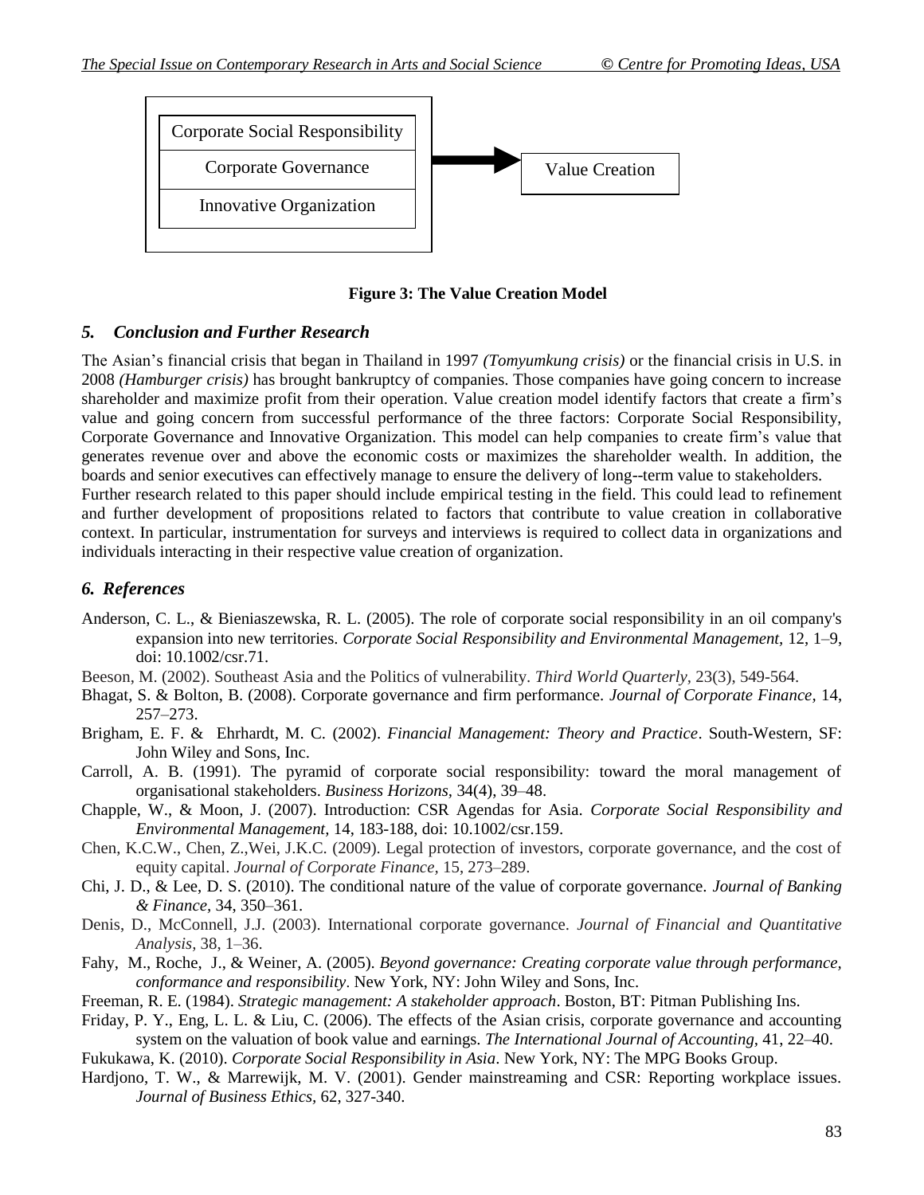Corporate Social Responsibility

Corporate Governance

Innovative Organization

Value Creation

**Figure 3: The Value Creation Model**

## *5. Conclusion and Further Research*

The Asian's financial crisis that began in Thailand in 1997 *(Tomyumkung crisis)* or the financial crisis in U.S. in 2008 *(Hamburger crisis)* has brought bankruptcy of companies. Those companies have going concern to increase shareholder and maximize profit from their operation. Value creation model identify factors that create a firm's value and going concern from successful performance of the three factors: Corporate Social Responsibility, Corporate Governance and Innovative Organization. This model can help companies to create firm's value that generates revenue over and above the economic costs or maximizes the shareholder wealth. In addition, the boards and senior executives can effectively manage to ensure the delivery of long--term value to stakeholders.

Further research related to this paper should include empirical testing in the field. This could lead to refinement and further development of propositions related to factors that contribute to value creation in collaborative context. In particular, instrumentation for surveys and interviews is required to collect data in organizations and individuals interacting in their respective value creation of organization.

## *6. References*

Anderson, C. L., & Bieniaszewska, R. L. (2005). The role of corporate social responsibility in an oil company's expansion into new territories. *Corporate Social Responsibility and Environmental Management,* 12, 1–9, doi: 10.1002/csr.71.

Beeson, M. (2002). Southeast Asia and the Politics of vulnerability. *Third World Quarterly,* 23(3), 549-564.

Bhagat, S. & Bolton, B. (2008). Corporate governance and firm performance. *Journal of Corporate Finance,* 14, 257–273.

Brigham, E. F. & Ehrhardt, M. C. (2002). *Financial Management: Theory and Practice*. South-Western, SF: John Wiley and Sons, Inc.

Carroll, A. B. (1991). The pyramid of corporate social responsibility: toward the moral management of organisational stakeholders. *Business Horizons*, 34(4), 39–48.

Chapple, W., & Moon, J. (2007). Introduction: CSR Agendas for Asia. *Corporate Social Responsibility and Environmental Management*, 14, 183-188, doi: 10.1002/csr.159.

Chen, K.C.W., Chen, Z.,Wei, J.K.C. (2009). Legal protection of investors, corporate governance, and the cost of equity capital. *Journal of Corporate Finance,* 15, 273–289.

Chi, J. D., & Lee, D. S. (2010). The conditional nature of the value of corporate governance. *Journal of Banking & Finance*, 34, 350–361.

Denis, D., McConnell, J.J. (2003). International corporate governance. *Journal of Financial and Quantitative Analysis,* 38, 1–36.

Fahy, M., Roche, J., & Weiner, A. (2005). *Beyond governance: Creating corporate value through performance, conformance and responsibility*. New York, NY: John Wiley and Sons, Inc.

Freeman, R. E. (1984). *Strategic management: A stakeholder approach*. Boston, BT: Pitman Publishing Ins.

Friday, P. Y., Eng, L. L. & Liu, C. (2006). The effects of the Asian crisis, corporate governance and accounting system on the valuation of book value and earnings. *The International Journal of Accounting*, 41, 22–40.

Fukukawa, K. (2010). *Corporate Social Responsibility in Asia*. New York, NY: The MPG Books Group.

Hardjono, T. W., & Marrewijk, M. V. (2001). Gender mainstreaming and CSR: Reporting workplace issues. *Journal of Business Ethics,* 62, 327-340.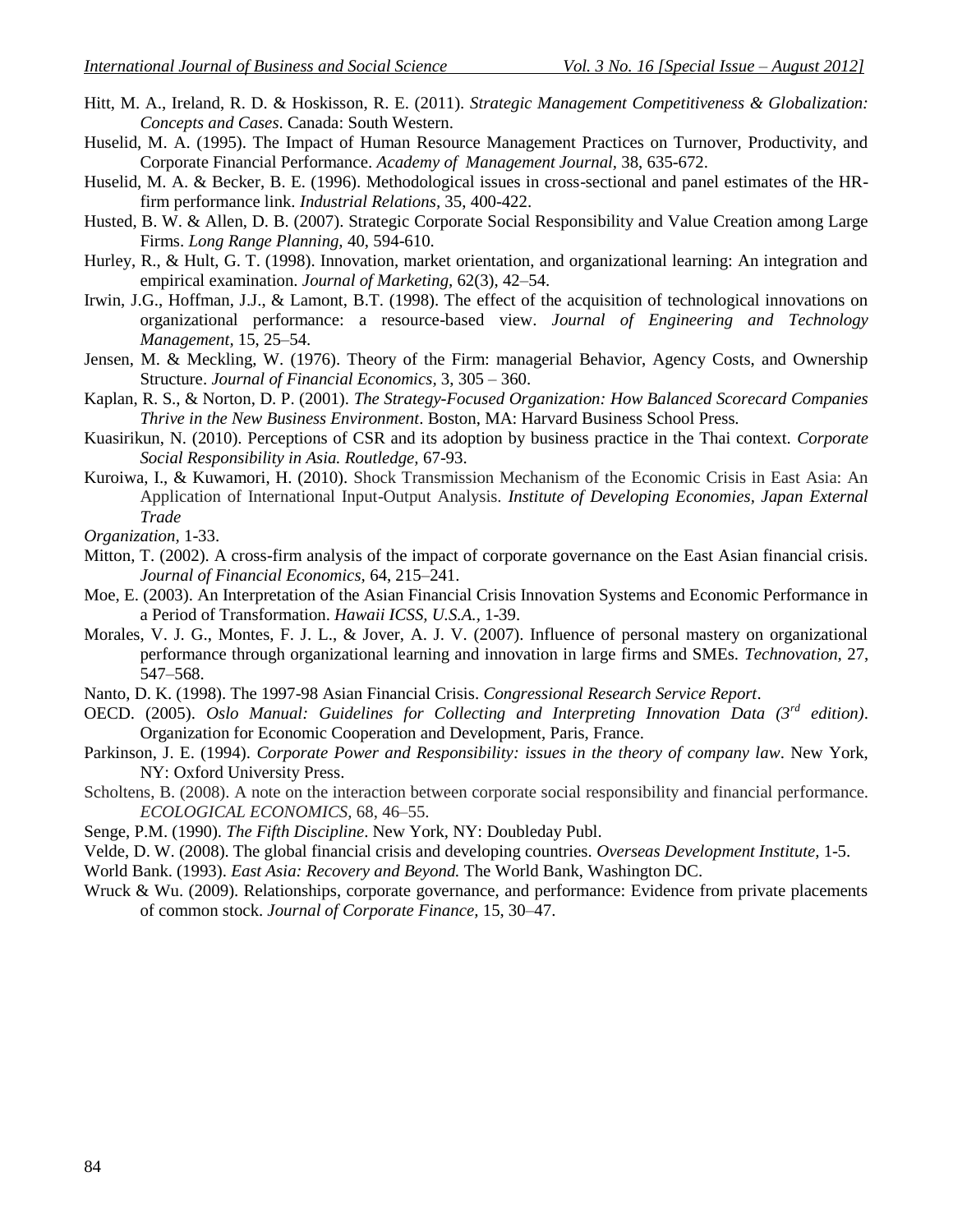Hitt, M. A., Ireland, R. D. & Hoskisson, R. E. (2011). *Strategic Management Competitiveness & Globalization: Concepts and Cases*. Canada: South Western.

Huselid, M. A. (1995). The Impact of Human Resource Management Practices on Turnover, Productivity, and Corporate Financial Performance. *Academy of Management Journal,* 38, 635-672.

Huselid, M. A. & Becker, B. E. (1996). Methodological issues in cross-sectional and panel estimates of the HR-firm performance link. *Industrial Relations,* 35, 400-422.

Husted, B. W. & Allen, D. B. (2007). Strategic Corporate Social Responsibility and Value Creation among Large Firms. *Long Range Planning,* 40, 594-610.

Hurley, R., & Hult, G. T. (1998). Innovation, market orientation, and organizational learning: An integration and empirical examination. *Journal of Marketing,* 62(3), 42–54.

Irwin, J.G., Hoffman, J.J., & Lamont, B.T. (1998). The effect of the acquisition of technological innovations on organizational performance: a resource-based view. *Journal of Engineering and Technology Management*, 15, 25–54.

Jensen, M. & Meckling, W. (1976). Theory of the Firm: managerial Behavior, Agency Costs, and Ownership Structure. *Journal of Financial Economics,* 3, 305 – 360.

Kaplan, R. S., & Norton, D. P. (2001). *The Strategy-Focused Organization: How Balanced Scorecard Companies Thrive in the New Business Environment*. Boston, MA: Harvard Business School Press.

Kuasirikun, N. (2010). Perceptions of CSR and its adoption by business practice in the Thai context. *Corporate Social Responsibility in Asia. Routledge,* 67-93.

Kuroiwa, I., & Kuwamori, H. (2010). Shock Transmission Mechanism of the Economic Crisis in East Asia: An Application of International Input-Output Analysis. *Institute of Developing Economies*, *Japan External Trade*

*Organization*, 1-33.

Mitton, T. (2002). A cross-firm analysis of the impact of corporate governance on the East Asian financial crisis. *Journal of Financial Economics,* 64, 215–241.

Moe, E. (2003). An Interpretation of the Asian Financial Crisis Innovation Systems and Economic Performance in a Period of Transformation. *Hawaii ICSS, U.S.A.,* 1-39.

Morales, V. J. G., Montes, F. J. L., & Jover, A. J. V. (2007). Influence of personal mastery on organizational performance through organizational learning and innovation in large firms and SMEs. *Technovation,* 27, 547–568.

Nanto, D. K. (1998). The 1997-98 Asian Financial Crisis. *Congressional Research Service Report*.

OECD. (2005). *Oslo Manual: Guidelines for Collecting and Interpreting Innovation Data (3rd edition)*. Organization for Economic Cooperation and Development, Paris, France.

Parkinson, J. E. (1994). *Corporate Power and Responsibility: issues in the theory of company law*. New York, NY: Oxford University Press.

Scholtens, B. (2008). A note on the interaction between corporate social responsibility and financial performance. *ECOLOGICAL ECONOMICS*, 68, 46–55.

Senge, P.M. (1990). *The Fifth Discipline*. New York, NY: Doubleday Publ.

Velde, D. W. (2008). The global financial crisis and developing countries. *Overseas Development Institute,* 1-5.

World Bank. (1993). *East Asia: Recovery and Beyond.* The World Bank, Washington DC.

Wruck & Wu. (2009). Relationships, corporate governance, and performance: Evidence from private placements of common stock. *Journal of Corporate Finance,* 15, 30–47.